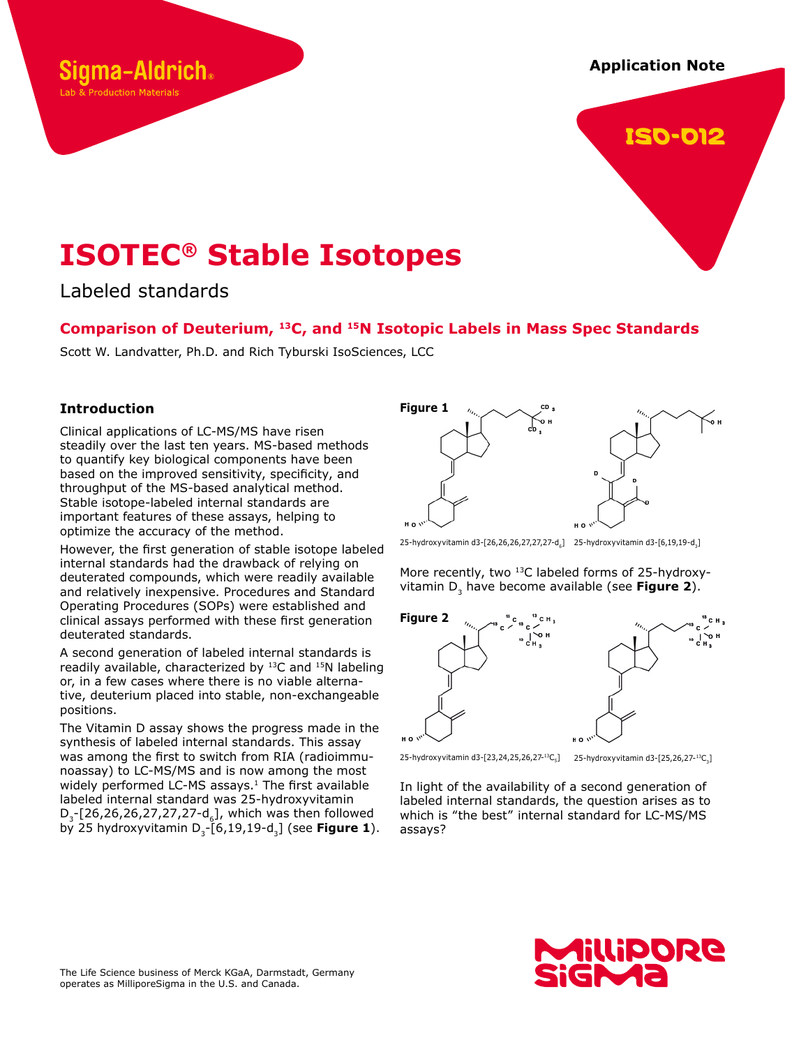Sigma-Aldrich®
Lab & Production Materials

Application Note

ISO-012

# ISOTEC® Stable Isotopes

Labeled standards

## Comparison of Deuterium, $^{13}C$, and $^{15}N$ Isotopic Labels in Mass Spec Standards

Scott W. Landvatter, Ph.D. and Rich Tyburski IsoSciences, LCC

### Introduction

Clinical applications of LC-MS/MS have risen steadily over the last ten years. MS-based methods to quantify key biological components have been based on the improved sensitivity, specificity, and throughput of the MS-based analytical method. Stable isotope-labeled internal standards are important features of these assays, helping to optimize the accuracy of the method.

However, the first generation of stable isotope labeled internal standards had the drawback of relying on deuterated compounds, which were readily available and relatively inexpensive. Procedures and Standard Operating Procedures (SOPs) were established and clinical assays performed with these first generation deuterated standards.

A second generation of labeled internal standards is readily available, characterized by $^{13}C$ and $^{15}N$ labeling or, in a few cases where there is no viable alternative, deuterium placed into stable, non-exchangeable positions.

The Vitamin D assay shows the progress made in the synthesis of labeled internal standards. This assay was among the first to switch from RIA (radioimmunoassay) to LC-MS/MS and is now among the most widely performed LC-MS assays.[1] The first available labeled internal standard was 25-hydroxyvitamin $D_3$-[26,26,26,27,27,27-$d_6$], which was then followed by 25 hydroxyvitamin $D_3$-[6,19,19-$d_3$] (see **Figure 1**).

**Figure 1**

25-hydroxyvitamin d3-[26,26,26,27,27,27-$d_6$] 25-hydroxyvitamin d3-[6,19,19-$d_3$]

More recently, two $^{13}C$ labeled forms of 25-hydroxyvitamin $D_3$ have become available (see **Figure 2**).

**Figure 2**

25-hydroxyvitamin d3-[23,24,25,26,27-$^{13}C_5$] 25-hydroxyvitamin d3-[25,26,27-$^{13}C_3$]

In light of the availability of a second generation of labeled internal standards, the question arises as to which is "the best" internal standard for LC-MS/MS assays?

The Life Science business of Merck KGaA, Darmstadt, Germany operates as MilliporeSigma in the U.S. and Canada.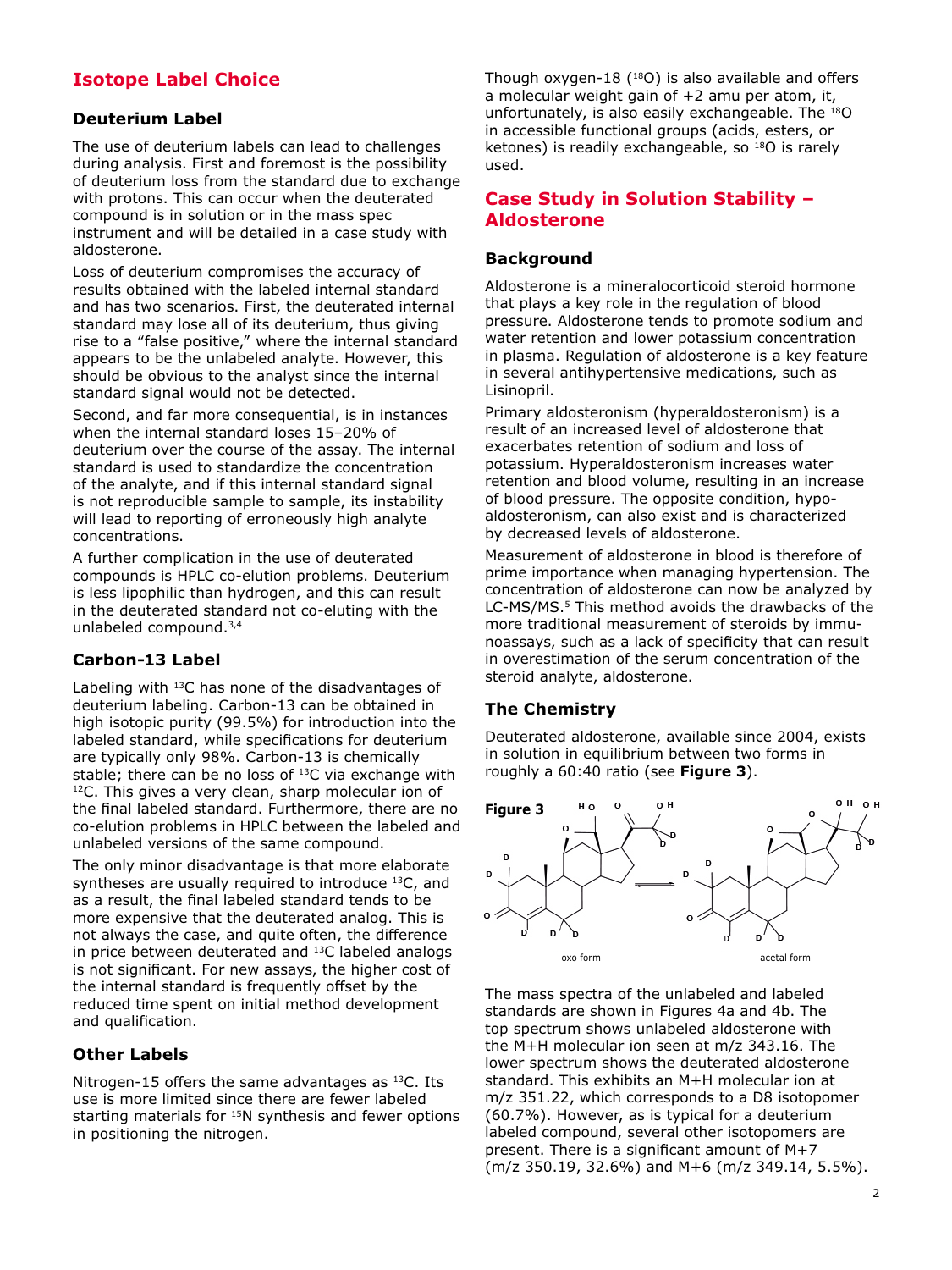## Isotope Label Choice

### Deuterium Label

The use of deuterium labels can lead to challenges during analysis. First and foremost is the possibility of deuterium loss from the standard due to exchange with protons. This can occur when the deuterated compound is in solution or in the mass spec instrument and will be detailed in a case study with aldosterone.

Loss of deuterium compromises the accuracy of results obtained with the labeled internal standard and has two scenarios. First, the deuterated internal standard may lose all of its deuterium, thus giving rise to a "false positive," where the internal standard appears to be the unlabeled analyte. However, this should be obvious to the analyst since the internal standard signal would not be detected.

Second, and far more consequential, is in instances when the internal standard loses 15–20% of deuterium over the course of the assay. The internal standard is used to standardize the concentration of the analyte, and if this internal standard signal is not reproducible sample to sample, its instability will lead to reporting of erroneously high analyte concentrations.

A further complication in the use of deuterated compounds is HPLC co-elution problems. Deuterium is less lipophilic than hydrogen, and this can result in the deuterated standard not co-eluting with the unlabeled compound.[3,4]

### Carbon-13 Label

Labeling with $^{13}C$ has none of the disadvantages of deuterium labeling. Carbon-13 can be obtained in high isotopic purity (99.5%) for introduction into the labeled standard, while specifications for deuterium are typically only 98%. Carbon-13 is chemically stable; there can be no loss of $^{13}C$ via exchange with $^{12}C$. This gives a very clean, sharp molecular ion of the final labeled standard. Furthermore, there are no co-elution problems in HPLC between the labeled and unlabeled versions of the same compound.

The only minor disadvantage is that more elaborate syntheses are usually required to introduce $^{13}C$, and as a result, the final labeled standard tends to be more expensive that the deuterated analog. This is not always the case, and quite often, the difference in price between deuterated and $^{13}C$ labeled analogs is not significant. For new assays, the higher cost of the internal standard is frequently offset by the reduced time spent on initial method development and qualification.

### Other Labels

Nitrogen-15 offers the same advantages as $^{13}C$. Its use is more limited since there are fewer labeled starting materials for $^{15}N$ synthesis and fewer options in positioning the nitrogen.

Though oxygen-18 ($^{18}O$) is also available and offers a molecular weight gain of +2 amu per atom, it, unfortunately, is also easily exchangeable. The $^{18}O$ in accessible functional groups (acids, esters, or ketones) is readily exchangeable, so $^{18}O$ is rarely used.

## Case Study in Solution Stability – Aldosterone

### Background

Aldosterone is a mineralocorticoid steroid hormone that plays a key role in the regulation of blood pressure. Aldosterone tends to promote sodium and water retention and lower potassium concentration in plasma. Regulation of aldosterone is a key feature in several antihypertensive medications, such as Lisinopril.

Primary aldosteronism (hyperaldosteronism) is a result of an increased level of aldosterone that exacerbates retention of sodium and loss of potassium. Hyperaldosteronism increases water retention and blood volume, resulting in an increase of blood pressure. The opposite condition, hypo-aldosteronism, can also exist and is characterized by decreased levels of aldosterone.

Measurement of aldosterone in blood is therefore of prime importance when managing hypertension. The concentration of aldosterone can now be analyzed by LC-MS/MS.[5] This method avoids the drawbacks of the more traditional measurement of steroids by immunoassays, such as a lack of specificity that can result in overestimation of the serum concentration of the steroid analyte, aldosterone.

### The Chemistry

Deuterated aldosterone, available since 2004, exists in solution in equilibrium between two forms in roughly a 60:40 ratio (see **Figure 3**).

**Figure 3**

oxo form ⇌ acetal form

The mass spectra of the unlabeled and labeled standards are shown in Figures 4a and 4b. The top spectrum shows unlabeled aldosterone with the M+H molecular ion seen at m/z 343.16. The lower spectrum shows the deuterated aldosterone standard. This exhibits an M+H molecular ion at m/z 351.22, which corresponds to a D8 isotopomer (60.7%). However, as is typical for a deuterium labeled compound, several other isotopomers are present. There is a significant amount of M+7 (m/z 350.19, 32.6%) and M+6 (m/z 349.14, 5.5%).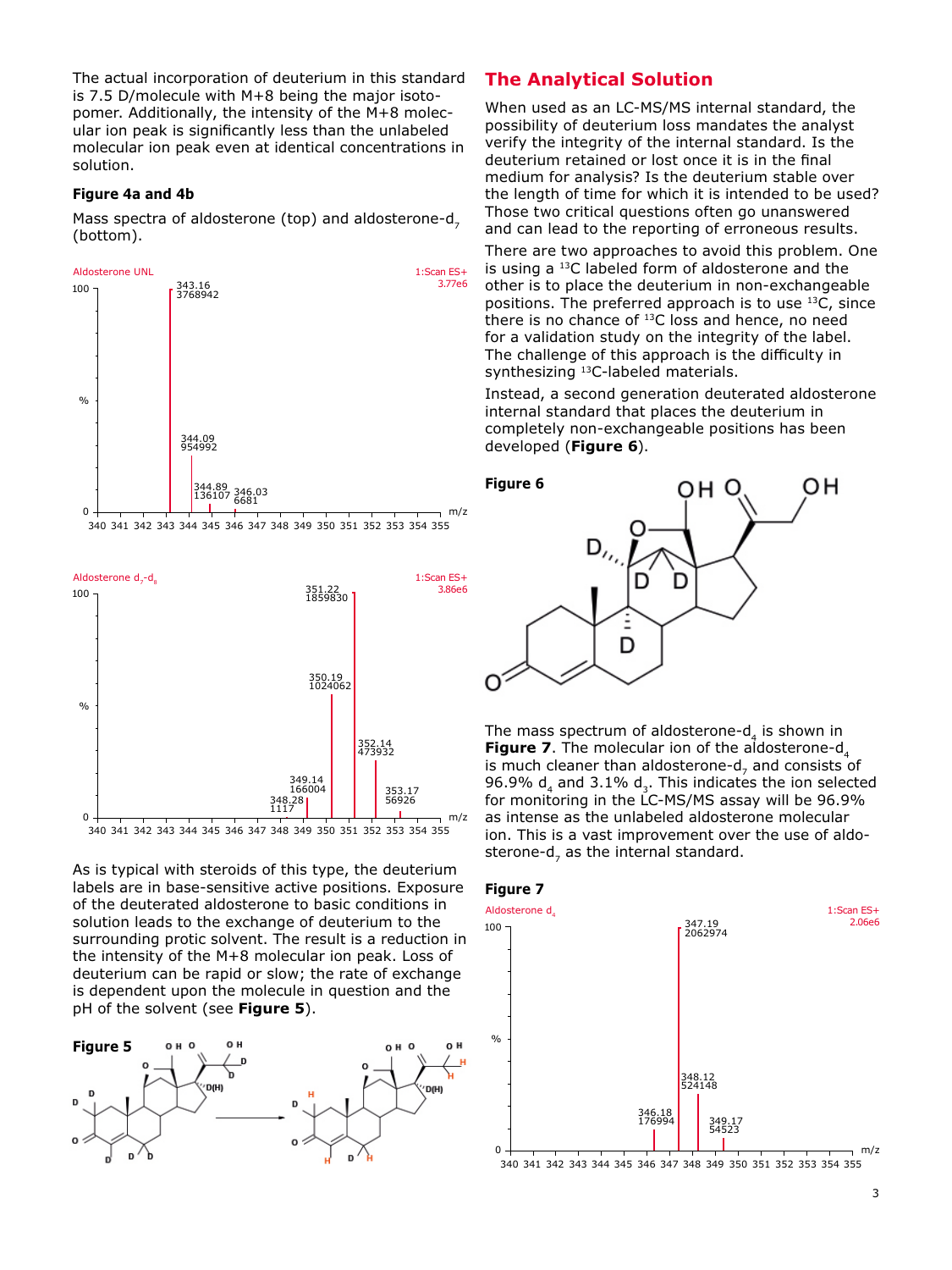The actual incorporation of deuterium in this standard is 7.5 D/molecule with M+8 being the major isotopomer. Additionally, the intensity of the M+8 molecular ion peak is significantly less than the unlabeled molecular ion peak even at identical concentrations in solution.

**Figure 4a and 4b**

Mass spectra of aldosterone (top) and aldosterone-$d_7$ (bottom).

As is typical with steroids of this type, the deuterium labels are in base-sensitive active positions. Exposure of the deuterated aldosterone to basic conditions in solution leads to the exchange of deuterium to the surrounding protic solvent. The result is a reduction in the intensity of the M+8 molecular ion peak. Loss of deuterium can be rapid or slow; the rate of exchange is dependent upon the molecule in question and the pH of the solvent (see **Figure 5**).

**Figure 5**

## The Analytical Solution

When used as an LC-MS/MS internal standard, the possibility of deuterium loss mandates the analyst verify the integrity of the internal standard. Is the deuterium retained or lost once it is in the final medium for analysis? Is the deuterium stable over the length of time for which it is intended to be used? Those two critical questions often go unanswered and can lead to the reporting of erroneous results.

There are two approaches to avoid this problem. One is using a $^{13}C$ labeled form of aldosterone and the other is to place the deuterium in non-exchangeable positions. The preferred approach is to use $^{13}C$, since there is no chance of $^{13}C$ loss and hence, no need for a validation study on the integrity of the label. The challenge of this approach is the difficulty in synthesizing $^{13}C$-labeled materials.

Instead, a second generation deuterated aldosterone internal standard that places the deuterium in completely non-exchangeable positions has been developed (**Figure 6**).

**Figure 6**

The mass spectrum of aldosterone-$d_4$ is shown in **Figure 7**. The molecular ion of the aldosterone-$d_4$ is much cleaner than aldosterone-$d_7$ and consists of 96.9% $d_4$ and 3.1% $d_3$. This indicates the ion selected for monitoring in the LC-MS/MS assay will be 96.9% as intense as the unlabeled aldosterone molecular ion. This is a vast improvement over the use of aldosterone-$d_7$ as the internal standard.

**Figure 7**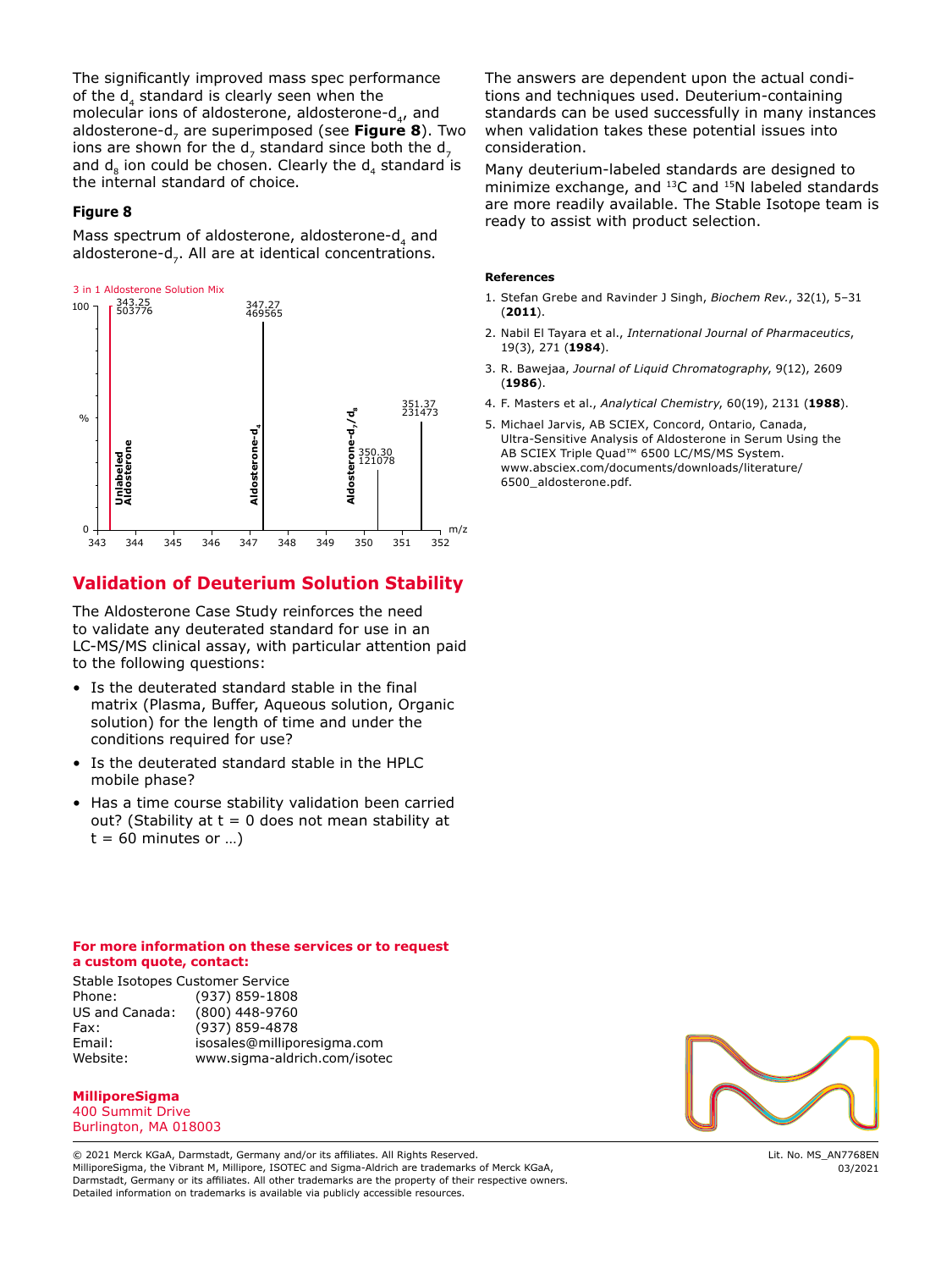The significantly improved mass spec performance of the $d_4$ standard is clearly seen when the molecular ions of aldosterone, aldosterone-$d_4$, and aldosterone-$d_7$ are superimposed (see **Figure 8**). Two ions are shown for the $d_7$ standard since both the $d_7$ and $d_8$ ion could be chosen. Clearly the $d_4$ standard is the internal standard of choice.

### Figure 8

Mass spectrum of aldosterone, aldosterone-$d_4$ and aldosterone-$d_7$. All are at identical concentrations.

3 in 1 Aldosterone Solution Mix

100
%
0

343.25
503776

347.27
469565

351.37
231473

350.30
121078

Unlabeled Aldosterone
Aldosterone-$d_4$
Aldosterone-$d_7$/$d_8$

343 344 345 346 347 348 349 350 351 352
m/z

## Validation of Deuterium Solution Stability

The Aldosterone Case Study reinforces the need to validate any deuterated standard for use in an LC-MS/MS clinical assay, with particular attention paid to the following questions:

- Is the deuterated standard stable in the final matrix (Plasma, Buffer, Aqueous solution, Organic solution) for the length of time and under the conditions required for use?
- Is the deuterated standard stable in the HPLC mobile phase?
- Has a time course stability validation been carried out? (Stability at t = 0 does not mean stability at t = 60 minutes or …)

The answers are dependent upon the actual conditions and techniques used. Deuterium-containing standards can be used successfully in many instances when validation takes these potential issues into consideration.

Many deuterium-labeled standards are designed to minimize exchange, and $^{13}C$ and $^{15}N$ labeled standards are more readily available. The Stable Isotope team is ready to assist with product selection.

#### References

1. Stefan Grebe and Ravinder J Singh, *Biochem Rev.*, 32(1), 5–31 (**2011**).
2. Nabil El Tayara et al., *International Journal of Pharmaceutics*, 19(3), 271 (**1984**).
3. R. Bawejaa, *Journal of Liquid Chromatography*, 9(12), 2609 (**1986**).
4. F. Masters et al., *Analytical Chemistry*, 60(19), 2131 (**1988**).
5. Michael Jarvis, AB SCIEX, Concord, Ontario, Canada, Ultra-Sensitive Analysis of Aldosterone in Serum Using the AB SCIEX Triple Quad™ 6500 LC/MS/MS System. www.absciex.com/documents/downloads/literature/6500_aldosterone.pdf.

**For more information on these services or to request a custom quote, contact:**

Stable Isotopes Customer Service
Phone: (937) 859-1808
US and Canada: (800) 448-9760
Fax: (937) 859-4878
Email: isosales@milliporesigma.com
Website: www.sigma-aldrich.com/isotec

**MilliporeSigma**
400 Summit Drive
Burlington, MA 018003

© 2021 Merck KGaA, Darmstadt, Germany and/or its affiliates. All Rights Reserved. MilliporeSigma, the Vibrant M, Millipore, ISOTEC and Sigma-Aldrich are trademarks of Merck KGaA, Darmstadt, Germany or its affiliates. All other trademarks are the property of their respective owners. Detailed information on trademarks is available via publicly accessible resources.

Lit. No. MS_AN7768EN
03/2021